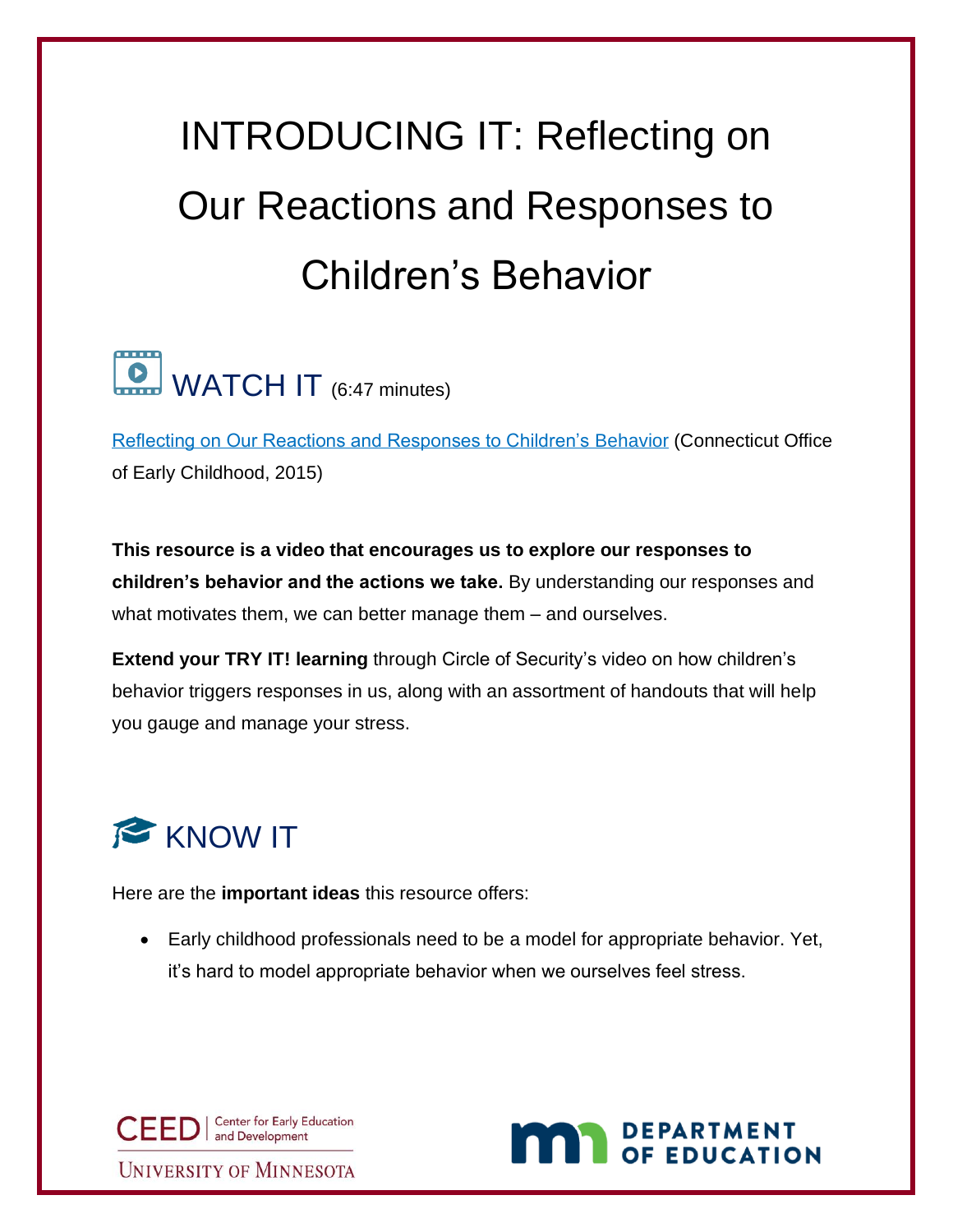# INTRODUCING IT: Reflecting on Our Reactions and Responses to Children's Behavior

## WATCH IT (6:47 minutes)

Reflecting on Our Reactions and Responses to Children's Behavior (Connecticut Office of Early Childhood, 2015)

**This resource is a video that encourages us to explore our responses to children's behavior and the actions we take.** By understanding our responses and what motivates them, we can better manage them – and ourselves.

**Extend your TRY IT! learning** through Circle of Security's video on how children's behavior triggers responses in us, along with an assortment of handouts that will help you gauge and manage your stress.

## KNOW IT

Here are the **important ideas** this resource offers:

- Early childhood professionals need to be a model for appropriate behavior. Yet, it's hard to model appropriate behavior when we ourselves feel stress.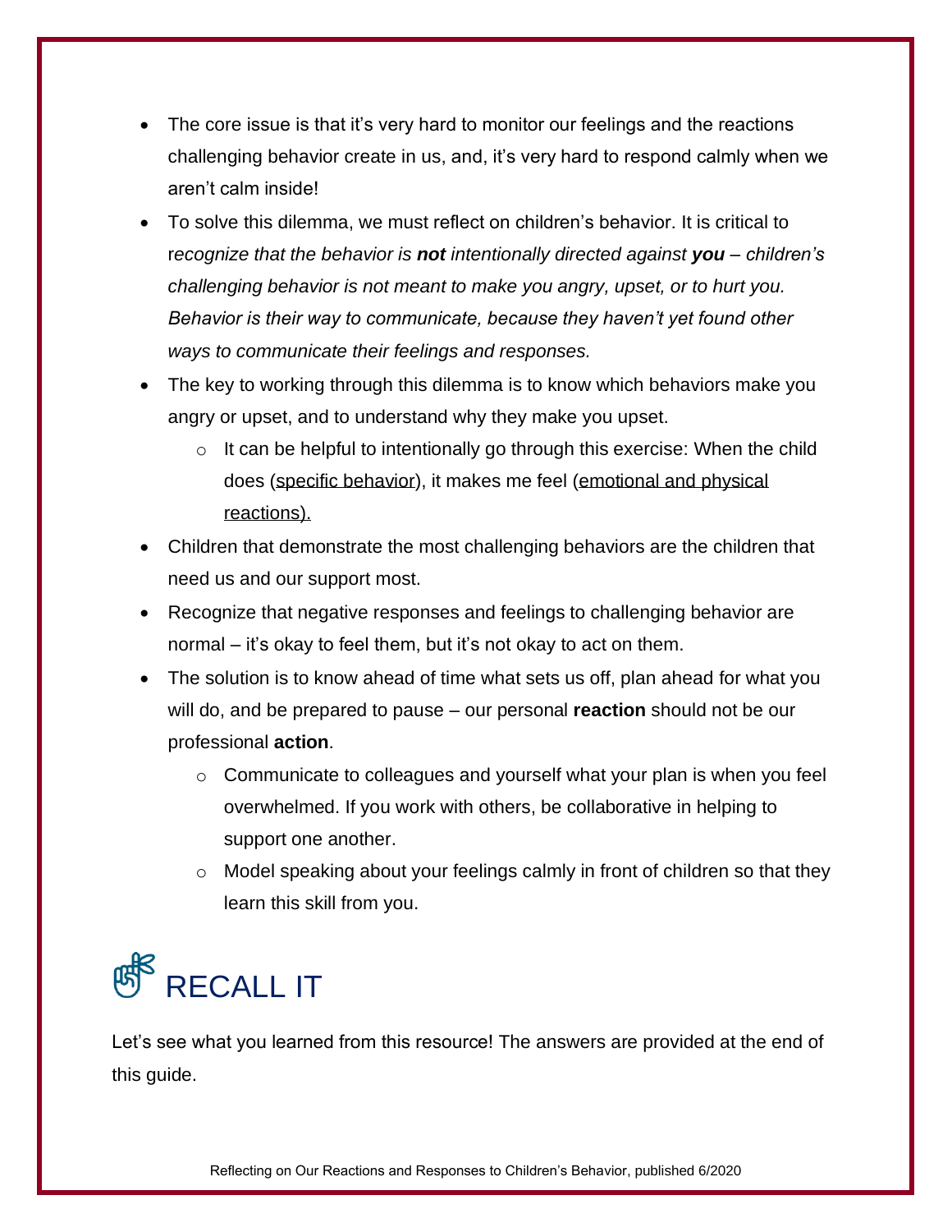- The core issue is that it's very hard to monitor our feelings and the reactions challenging behavior create in us, and, it's very hard to respond calmly when we aren't calm inside!
- To solve this dilemma, we must reflect on children's behavior. It is critical to r*ecognize that the behavior is **not** intentionally directed against **you** – children's challenging behavior is not meant to make you angry, upset, or to hurt you. Behavior is their way to communicate, because they haven't yet found other ways to communicate their feelings and responses.*
- The key to working through this dilemma is to know which behaviors make you angry or upset, and to understand why they make you upset.
  - It can be helpful to intentionally go through this exercise: When the child does (<u>specific behavior</u>), it makes me feel (<u>emotional and physical reactions).</u>
- Children that demonstrate the most challenging behaviors are the children that need us and our support most.
- Recognize that negative responses and feelings to challenging behavior are normal – it's okay to feel them, but it's not okay to act on them.
- The solution is to know ahead of time what sets us off, plan ahead for what you will do, and be prepared to pause – our personal **reaction** should not be our professional **action**.
  - Communicate to colleagues and yourself what your plan is when you feel overwhelmed. If you work with others, be collaborative in helping to support one another.
  - Model speaking about your feelings calmly in front of children so that they learn this skill from you.

# RECALL IT

Let's see what you learned from this resource! The answers are provided at the end of this guide.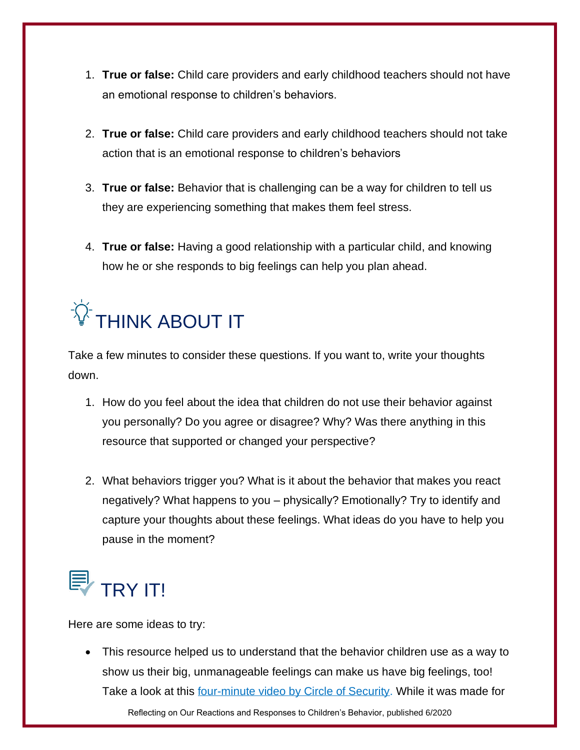1. **True or false:** Child care providers and early childhood teachers should not have an emotional response to children's behaviors.

2. **True or false:** Child care providers and early childhood teachers should not take action that is an emotional response to children's behaviors

3. **True or false:** Behavior that is challenging can be a way for children to tell us they are experiencing something that makes them feel stress.

4. **True or false:** Having a good relationship with a particular child, and knowing how he or she responds to big feelings can help you plan ahead.

## THINK ABOUT IT

Take a few minutes to consider these questions. If you want to, write your thoughts down.

1. How do you feel about the idea that children do not use their behavior against you personally? Do you agree or disagree? Why? Was there anything in this resource that supported or changed your perspective?

2. What behaviors trigger you? What is it about the behavior that makes you react negatively? What happens to you – physically? Emotionally? Try to identify and capture your thoughts about these feelings. What ideas do you have to help you pause in the moment?

## TRY IT!

Here are some ideas to try:

- This resource helped us to understand that the behavior children use as a way to show us their big, unmanageable feelings can make us have big feelings, too! Take a look at this four-minute video by Circle of Security. While it was made for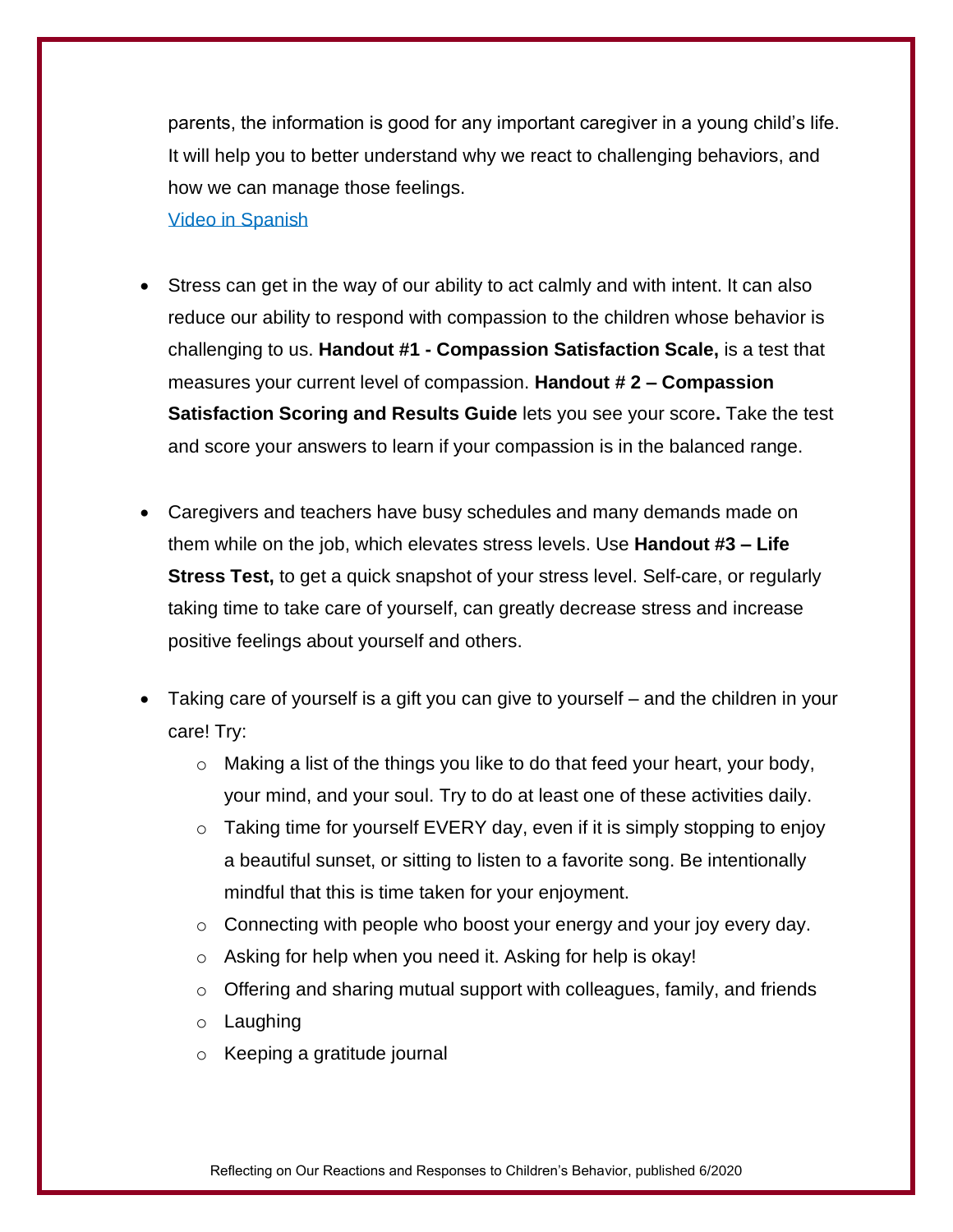parents, the information is good for any important caregiver in a young child's life. It will help you to better understand why we react to challenging behaviors, and how we can manage those feelings.
[Video in Spanish]

- Stress can get in the way of our ability to act calmly and with intent. It can also reduce our ability to respond with compassion to the children whose behavior is challenging to us. **Handout #1 - Compassion Satisfaction Scale,** is a test that measures your current level of compassion. **Handout # 2 – Compassion Satisfaction Scoring and Results Guide** lets you see your score**.** Take the test and score your answers to learn if your compassion is in the balanced range.

- Caregivers and teachers have busy schedules and many demands made on them while on the job, which elevates stress levels. Use **Handout #3 – Life Stress Test,** to get a quick snapshot of your stress level. Self-care, or regularly taking time to take care of yourself, can greatly decrease stress and increase positive feelings about yourself and others.

- Taking care of yourself is a gift you can give to yourself – and the children in your care! Try:
  - Making a list of the things you like to do that feed your heart, your body, your mind, and your soul. Try to do at least one of these activities daily.
  - Taking time for yourself EVERY day, even if it is simply stopping to enjoy a beautiful sunset, or sitting to listen to a favorite song. Be intentionally mindful that this is time taken for your enjoyment.
  - Connecting with people who boost your energy and your joy every day.
  - Asking for help when you need it. Asking for help is okay!
  - Offering and sharing mutual support with colleagues, family, and friends
  - Laughing
  - Keeping a gratitude journal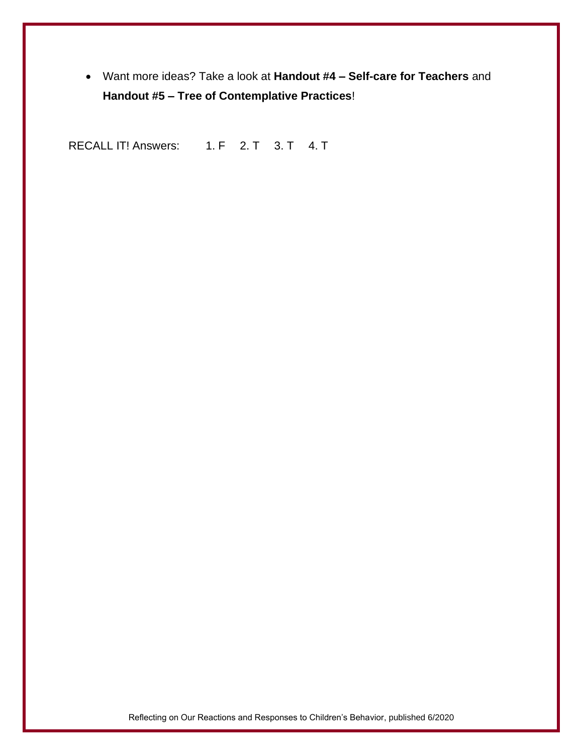- Want more ideas? Take a look at **Handout #4 – Self-care for Teachers** and **Handout #5 – Tree of Contemplative Practices**!

RECALL IT! Answers: 1. F 2. T 3. T 4. T